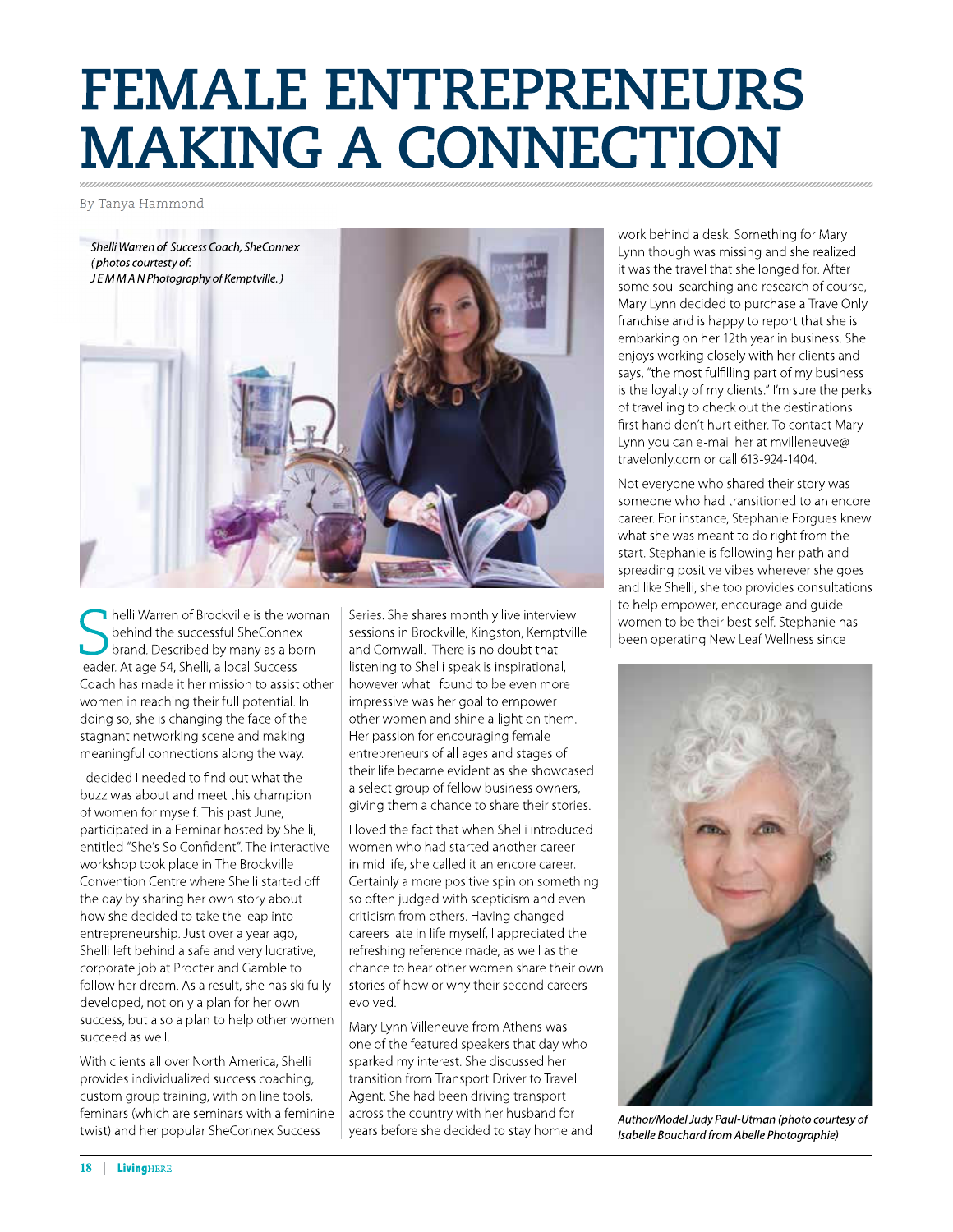# FEMALE ENTREPRENEURS MAKING A CONNECTION

By Tanya Hammond

*Shelli Warren of Success Coach, SheConnex (photos courtesy of: J E M M A N Photography of Kemptville.)*

Shelli Warren of Brockville is the woman behind the successful SheConnex brand. Described by many as a born leader. At age 54, Shelli, a local Success Coach has made it her mission to assist other women in reaching their full potential. In doing so, she is changing the face of the stagnant networking scene and making meaningful connections along the way.

I decided I needed to find out what the buzz was about and meet this champion of women for myself. This past June, I participated in a Feminar hosted by Shelli, entitled "She's So Confident". The interactive workshop took place in The Brockville Convention Centre where Shelli started off the day by sharing her own story about how she decided to take the leap into entrepreneurship. Just over a year ago, Shelli left behind a safe and very lucrative, corporate job at Procter and Gamble to follow her dream. As a result, she has skilfully developed, not only a plan for her own success, but also a plan to help other women succeed as well.

With clients all over North America, Shelli provides individualized success coaching, custom group training, with on line tools, feminars (which are seminars with a feminine twist) and her popular SheConnex Success Series. She shares monthly live interview sessions in Brockville, Kingston, Kemptville and Cornwall. There is no doubt that listening to Shelli speak is inspirational, however what I found to be even more impressive was her goal to empower other women and shine a light on them. Her passion for encouraging female entrepreneurs of all ages and stages of their life became evident as she showcased a select group of fellow business owners, giving them a chance to share their stories.

I loved the fact that when Shelli introduced women who had started another career in mid life, she called it an encore career. Certainly a more positive spin on something so often judged with scepticism and even criticism from others. Having changed careers late in life myself, I appreciated the refreshing reference made, as well as the chance to hear other women share their own stories of how or why their second careers evolved.

Mary Lynn Villeneuve from Athens was one of the featured speakers that day who sparked my interest. She discussed her transition from Transport Driver to Travel Agent. She had been driving transport across the country with her husband for years before she decided to stay home and work behind a desk. Something for Mary Lynn though was missing and she realized it was the travel that she longed for. After some soul searching and research of course, Mary Lynn decided to purchase a TravelOnly franchise and is happy to report that she is embarking on her 12th year in business. She enjoys working closely with her clients and says, "the most fulfilling part of my business is the loyalty of my clients." I'm sure the perks of travelling to check out the destinations first hand don't hurt either. To contact Mary Lynn you can e-mail her at mvilleneuve@travelonly.com or call 613-924-1404.

Not everyone who shared their story was someone who had transitioned to an encore career. For instance, Stephanie Forgues knew what she was meant to do right from the start. Stephanie is following her path and spreading positive vibes wherever she goes and like Shelli, she too provides consultations to help empower, encourage and guide women to be their best self. Stephanie has been operating New Leaf Wellness since

*Author/Model Judy Paul-Utman (photo courtesy of Isabelle Bouchard from Abelle Photographie)*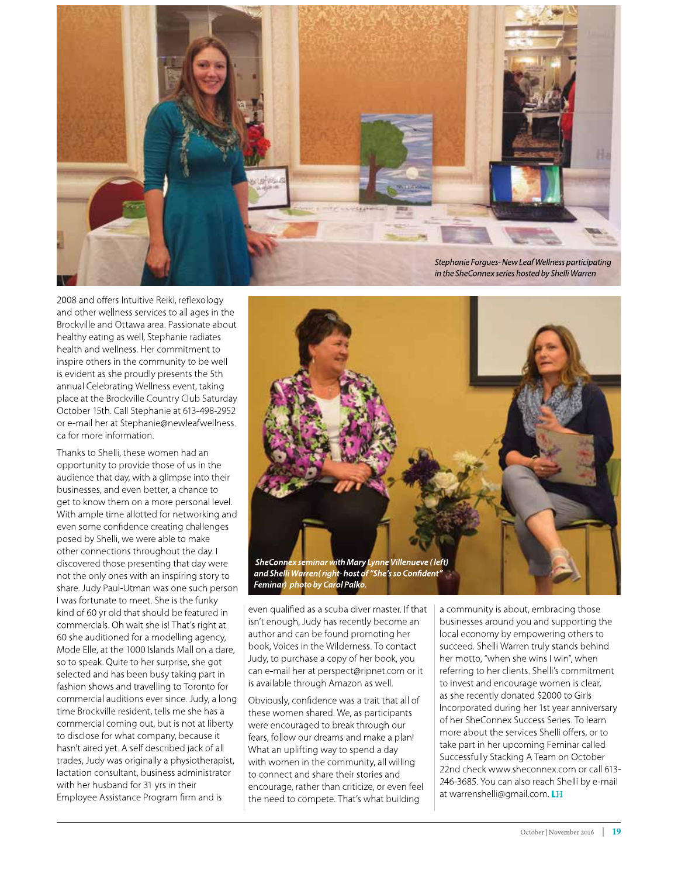*Stephanie Forgues- New Leaf Wellness participating in the SheConnex series hosted by Shelli Warren*

2008 and offers Intuitive Reiki, reflexology and other wellness services to all ages in the Brockville and Ottawa area. Passionate about healthy eating as well, Stephanie radiates health and wellness. Her commitment to inspire others in the community to be well is evident as she proudly presents the 5th annual Celebrating Wellness event, taking place at the Brockville Country Club Saturday October 15th. Call Stephanie at 613-498-2952 or e-mail her at Stephanie@newleafwellness.ca for more information.

Thanks to Shelli, these women had an opportunity to provide those of us in the audience that day, with a glimpse into their businesses, and even better, a chance to get to know them on a more personal level. With ample time allotted for networking and even some confidence creating challenges posed by Shelli, we were able to make other connections throughout the day. I discovered those presenting that day were not the only ones with an inspiring story to share. Judy Paul-Utman was one such person I was fortunate to meet. She is the funky kind of 60 yr old that should be featured in commercials. Oh wait she is! That's right at 60 she auditioned for a modelling agency, Mode Elle, at the 1000 Islands Mall on a dare, so to speak. Quite to her surprise, she got selected and has been busy taking part in fashion shows and travelling to Toronto for commercial auditions ever since. Judy, a long time Brockville resident, tells me she has a commercial coming out, but is not at liberty to disclose for what company, because it hasn't aired yet. A self described jack of all trades, Judy was originally a physiotherapist, lactation consultant, business administrator with her husband for 31 yrs in their Employee Assistance Program firm and is even qualified as a scuba diver master. If that isn't enough, Judy has recently become an author and can be found promoting her book, Voices in the Wilderness. To contact Judy, to purchase a copy of her book, you can e-mail her at perspect@ripnet.com or it is available through Amazon as well.

*SheConnex seminar with Mary Lynne Villenueve (left) and Shelli Warren(right- host of "She's so Confident" Feminar) photo by Carol Palko.*

Obviously, confidence was a trait that all of these women shared. We, as participants were encouraged to break through our fears, follow our dreams and make a plan! What an uplifting way to spend a day with women in the community, all willing to connect and share their stories and encourage, rather than criticize, or even feel the need to compete. That's what building a community is about, embracing those businesses around you and supporting the local economy by empowering others to succeed. Shelli Warren truly stands behind her motto, "when she wins I win", when referring to her clients. Shelli's commitment to invest and encourage women is clear, as she recently donated $2000 to Girls Incorporated during her 1st year anniversary of her SheConnex Success Series. To learn more about the services Shelli offers, or to take part in her upcoming Feminar called Successfully Stacking A Team on October 22nd check www.sheconnex.com or call 613-246-3685. You can also reach Shelli by e-mail at warrenshelli@gmail.com. LH